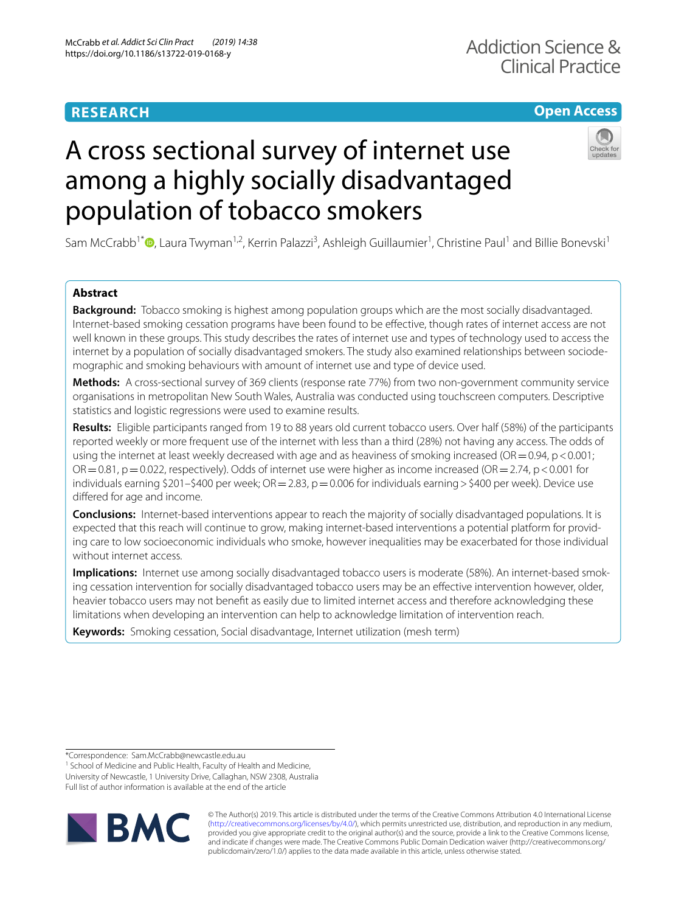RESEARCH

Open Access

# A cross sectional survey of internet use among a highly socially disadvantaged population of tobacco smokers

Sam McCrabb[1*], Laura Twyman[1,2], Kerrin Palazzi[3], Ashleigh Guillaumier[1], Christine Paul[1] and Billie Bonevski[1]

## Abstract

**Background:** Tobacco smoking is highest among population groups which are the most socially disadvantaged. Internet-based smoking cessation programs have been found to be effective, though rates of internet access are not well known in these groups. This study describes the rates of internet use and types of technology used to access the internet by a population of socially disadvantaged smokers. The study also examined relationships between sociodemographic and smoking behaviours with amount of internet use and type of device used.

**Methods:** A cross-sectional survey of 369 clients (response rate 77%) from two non-government community service organisations in metropolitan New South Wales, Australia was conducted using touchscreen computers. Descriptive statistics and logistic regressions were used to examine results.

**Results:** Eligible participants ranged from 19 to 88 years old current tobacco users. Over half (58%) of the participants reported weekly or more frequent use of the internet with less than a third (28%) not having any access. The odds of using the internet at least weekly decreased with age and as heaviness of smoking increased ($OR = 0.94$, $p < 0.001$; $OR = 0.81$, $p = 0.022$, respectively). Odds of internet use were higher as income increased ($OR = 2.74$, $p < 0.001$ for individuals earning $201–$400 per week; $OR = 2.83$, $p = 0.006$ for individuals earning > $400 per week). Device use differed for age and income.

**Conclusions:** Internet-based interventions appear to reach the majority of socially disadvantaged populations. It is expected that this reach will continue to grow, making internet-based interventions a potential platform for providing care to low socioeconomic individuals who smoke, however inequalities may be exacerbated for those individual without internet access.

**Implications:** Internet use among socially disadvantaged tobacco users is moderate (58%). An internet-based smoking cessation intervention for socially disadvantaged tobacco users may be an effective intervention however, older, heavier tobacco users may not benefit as easily due to limited internet access and therefore acknowledging these limitations when developing an intervention can help to acknowledge limitation of intervention reach.

**Keywords:** Smoking cessation, Social disadvantage, Internet utilization (mesh term)

*Correspondence: Sam.McCrabb@newcastle.edu.au
[1] School of Medicine and Public Health, Faculty of Health and Medicine, University of Newcastle, 1 University Drive, Callaghan, NSW 2308, Australia
Full list of author information is available at the end of the article

© The Author(s) 2019. This article is distributed under the terms of the Creative Commons Attribution 4.0 International License (http://creativecommons.org/licenses/by/4.0/), which permits unrestricted use, distribution, and reproduction in any medium, provided you give appropriate credit to the original author(s) and the source, provide a link to the Creative Commons license, and indicate if changes were made. The Creative Commons Public Domain Dedication waiver (http://creativecommons.org/publicdomain/zero/1.0/) applies to the data made available in this article, unless otherwise stated.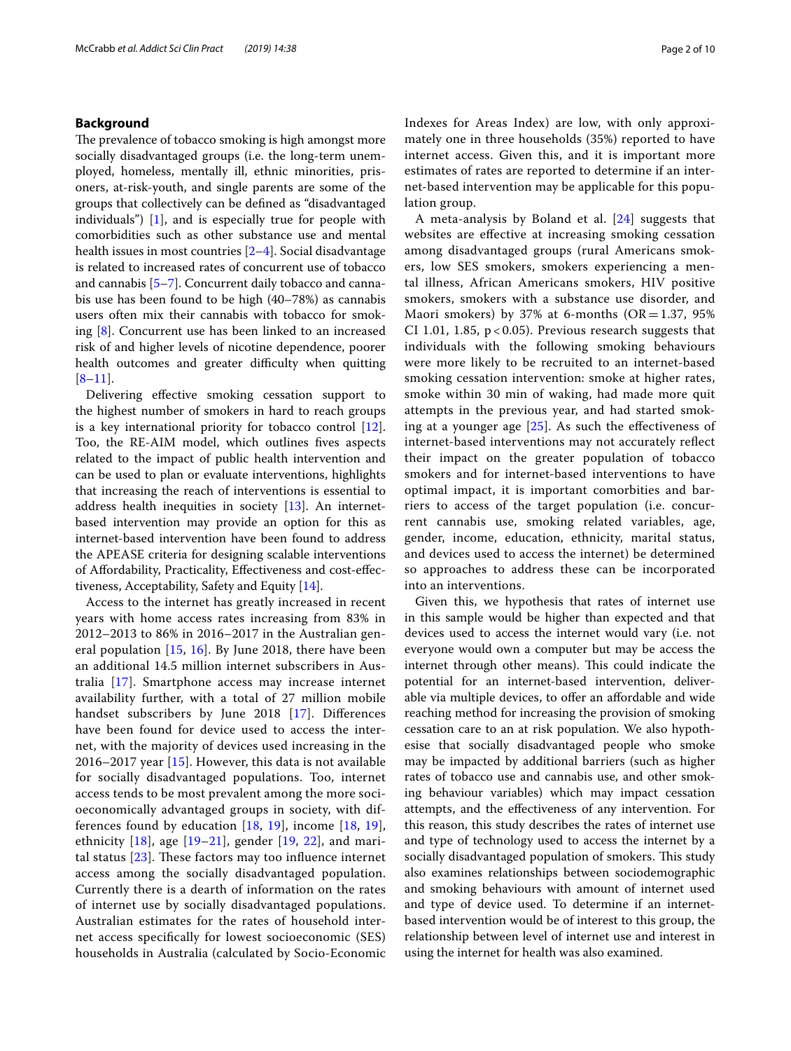## Background

The prevalence of tobacco smoking is high amongst more socially disadvantaged groups (i.e. the long-term unemployed, homeless, mentally ill, ethnic minorities, prisoners, at-risk-youth, and single parents are some of the groups that collectively can be defined as "disadvantaged individuals") [1], and is especially true for people with comorbidities such as other substance use and mental health issues in most countries [2–4]. Social disadvantage is related to increased rates of concurrent use of tobacco and cannabis [5–7]. Concurrent daily tobacco and cannabis use has been found to be high (40–78%) as cannabis users often mix their cannabis with tobacco for smoking [8]. Concurrent use has been linked to an increased risk of and higher levels of nicotine dependence, poorer health outcomes and greater difficulty when quitting [8–11].

Delivering effective smoking cessation support to the highest number of smokers in hard to reach groups is a key international priority for tobacco control [12]. Too, the RE-AIM model, which outlines fives aspects related to the impact of public health intervention and can be used to plan or evaluate interventions, highlights that increasing the reach of interventions is essential to address health inequities in society [13]. An internet-based intervention may provide an option for this as internet-based intervention have been found to address the APEASE criteria for designing scalable interventions of Affordability, Practicality, Effectiveness and cost-effectiveness, Acceptability, Safety and Equity [14].

Access to the internet has greatly increased in recent years with home access rates increasing from 83% in 2012–2013 to 86% in 2016–2017 in the Australian general population [15, 16]. By June 2018, there have been an additional 14.5 million internet subscribers in Australia [17]. Smartphone access may increase internet availability further, with a total of 27 million mobile handset subscribers by June 2018 [17]. Differences have been found for device used to access the internet, with the majority of devices used increasing in the 2016–2017 year [15]. However, this data is not available for socially disadvantaged populations. Too, internet access tends to be most prevalent among the more socioeconomically advantaged groups in society, with differences found by education [18, 19], income [18, 19], ethnicity [18], age [19–21], gender [19, 22], and marital status [23]. These factors may too influence internet access among the socially disadvantaged population. Currently there is a dearth of information on the rates of internet use by socially disadvantaged populations. Australian estimates for the rates of household internet access specifically for lowest socioeconomic (SES) households in Australia (calculated by Socio-Economic Indexes for Areas Index) are low, with only approximately one in three households (35%) reported to have internet access. Given this, and it is important more estimates of rates are reported to determine if an internet-based intervention may be applicable for this population group.

A meta-analysis by Boland et al. [24] suggests that websites are effective at increasing smoking cessation among disadvantaged groups (rural Americans smokers, low SES smokers, smokers experiencing a mental illness, African Americans smokers, HIV positive smokers, smokers with a substance use disorder, and Maori smokers) by 37% at 6-months (OR = 1.37, 95% CI 1.01, 1.85, $p < 0.05$). Previous research suggests that individuals with the following smoking behaviours were more likely to be recruited to an internet-based smoking cessation intervention: smoke at higher rates, smoke within 30 min of waking, had made more quit attempts in the previous year, and had started smoking at a younger age [25]. As such the effectiveness of internet-based interventions may not accurately reflect their impact on the greater population of tobacco smokers and for internet-based interventions to have optimal impact, it is important comorbities and barriers to access of the target population (i.e. concurrent cannabis use, smoking related variables, age, gender, income, education, ethnicity, marital status, and devices used to access the internet) be determined so approaches to address these can be incorporated into an interventions.

Given this, we hypothesis that rates of internet use in this sample would be higher than expected and that devices used to access the internet would vary (i.e. not everyone would own a computer but may be access the internet through other means). This could indicate the potential for an internet-based intervention, deliverable via multiple devices, to offer an affordable and wide reaching method for increasing the provision of smoking cessation care to an at risk population. We also hypothesise that socially disadvantaged people who smoke may be impacted by additional barriers (such as higher rates of tobacco use and cannabis use, and other smoking behaviour variables) which may impact cessation attempts, and the effectiveness of any intervention. For this reason, this study describes the rates of internet use and type of technology used to access the internet by a socially disadvantaged population of smokers. This study also examines relationships between sociodemographic and smoking behaviours with amount of internet used and type of device used. To determine if an internet-based intervention would be of interest to this group, the relationship between level of internet use and interest in using the internet for health was also examined.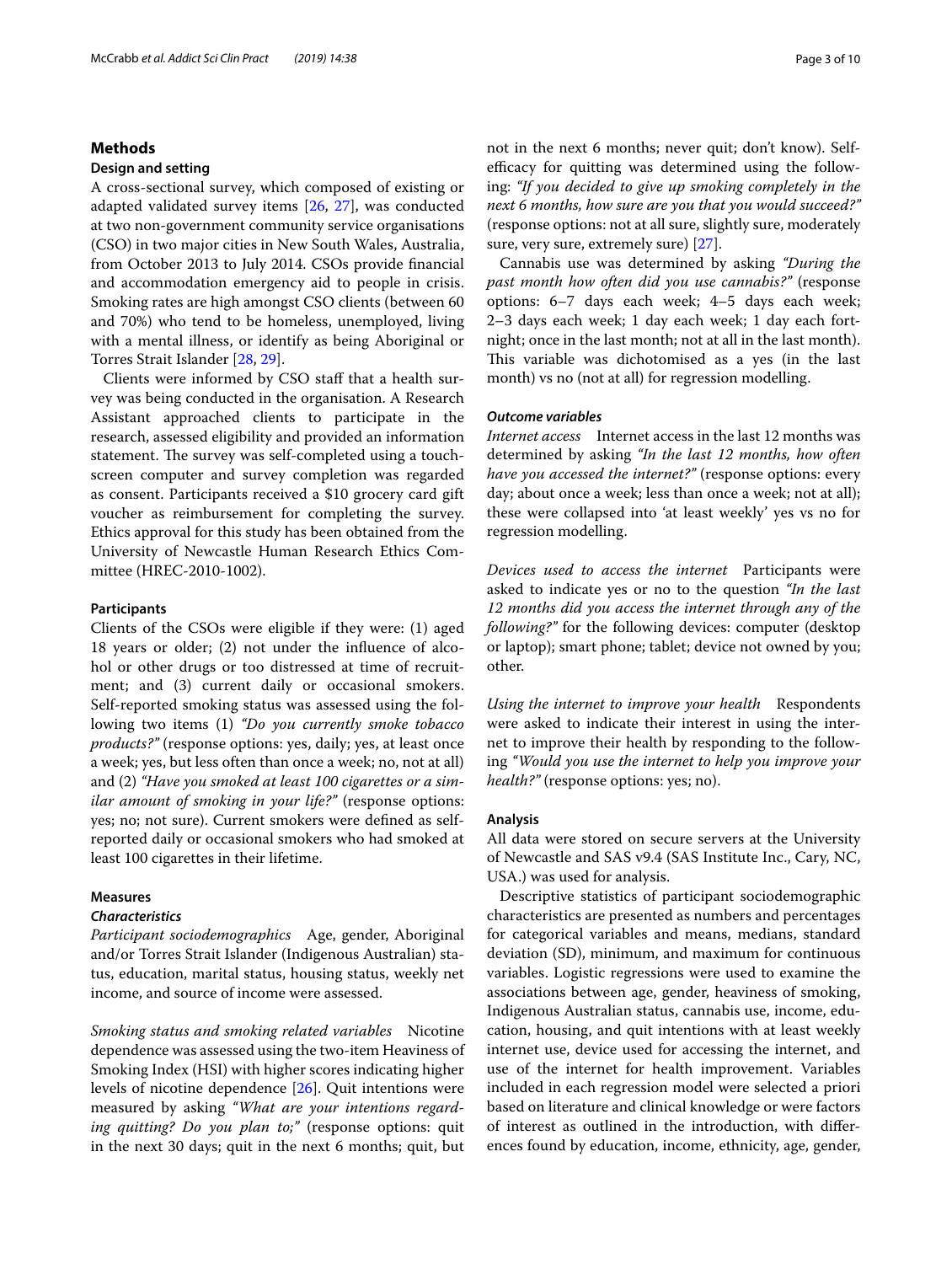## Methods

### Design and setting

A cross-sectional survey, which composed of existing or adapted validated survey items [26, 27], was conducted at two non-government community service organisations (CSO) in two major cities in New South Wales, Australia, from October 2013 to July 2014. CSOs provide financial and accommodation emergency aid to people in crisis. Smoking rates are high amongst CSO clients (between 60 and 70%) who tend to be homeless, unemployed, living with a mental illness, or identify as being Aboriginal or Torres Strait Islander [28, 29].

Clients were informed by CSO staff that a health survey was being conducted in the organisation. A Research Assistant approached clients to participate in the research, assessed eligibility and provided an information statement. The survey was self-completed using a touch-screen computer and survey completion was regarded as consent. Participants received a $10 grocery card gift voucher as reimbursement for completing the survey. Ethics approval for this study has been obtained from the University of Newcastle Human Research Ethics Committee (HREC-2010-1002).

### Participants

Clients of the CSOs were eligible if they were: (1) aged 18 years or older; (2) not under the influence of alcohol or other drugs or too distressed at time of recruitment; and (3) current daily or occasional smokers. Self-reported smoking status was assessed using the following two items (1) *"Do you currently smoke tobacco products?"* (response options: yes, daily; yes, at least once a week; yes, but less often than once a week; no, not at all) and (2) *"Have you smoked at least 100 cigarettes or a similar amount of smoking in your life?"* (response options: yes; no; not sure). Current smokers were defined as self-reported daily or occasional smokers who had smoked at least 100 cigarettes in their lifetime.

### Measures

#### *Characteristics*

*Participant sociodemographics* Age, gender, Aboriginal and/or Torres Strait Islander (Indigenous Australian) status, education, marital status, housing status, weekly net income, and source of income were assessed.

*Smoking status and smoking related variables* Nicotine dependence was assessed using the two-item Heaviness of Smoking Index (HSI) with higher scores indicating higher levels of nicotine dependence [26]. Quit intentions were measured by asking *"What are your intentions regarding quitting? Do you plan to;"* (response options: quit in the next 30 days; quit in the next 6 months; quit, but not in the next 6 months; never quit; don't know). Self-efficacy for quitting was determined using the following: *"If you decided to give up smoking completely in the next 6 months, how sure are you that you would succeed?"* (response options: not at all sure, slightly sure, moderately sure, very sure, extremely sure) [27].

Cannabis use was determined by asking *"During the past month how often did you use cannabis?"* (response options: 6–7 days each week; 4–5 days each week; 2–3 days each week; 1 day each week; 1 day each fortnight; once in the last month; not at all in the last month). This variable was dichotomised as a yes (in the last month) vs no (not at all) for regression modelling.

#### *Outcome variables*

*Internet access* Internet access in the last 12 months was determined by asking *"In the last 12 months, how often have you accessed the internet?"* (response options: every day; about once a week; less than once a week; not at all); these were collapsed into 'at least weekly' yes vs no for regression modelling.

*Devices used to access the internet* Participants were asked to indicate yes or no to the question *"In the last 12 months did you access the internet through any of the following?"* for the following devices: computer (desktop or laptop); smart phone; tablet; device not owned by you; other.

*Using the internet to improve your health* Respondents were asked to indicate their interest in using the internet to improve their health by responding to the following *"Would you use the internet to help you improve your health?"* (response options: yes; no).

### Analysis

All data were stored on secure servers at the University of Newcastle and SAS v9.4 (SAS Institute Inc., Cary, NC, USA.) was used for analysis.

Descriptive statistics of participant sociodemographic characteristics are presented as numbers and percentages for categorical variables and means, medians, standard deviation (SD), minimum, and maximum for continuous variables. Logistic regressions were used to examine the associations between age, gender, heaviness of smoking, Indigenous Australian status, cannabis use, income, education, housing, and quit intentions with at least weekly internet use, device used for accessing the internet, and use of the internet for health improvement. Variables included in each regression model were selected a priori based on literature and clinical knowledge or were factors of interest as outlined in the introduction, with differences found by education, income, ethnicity, age, gender,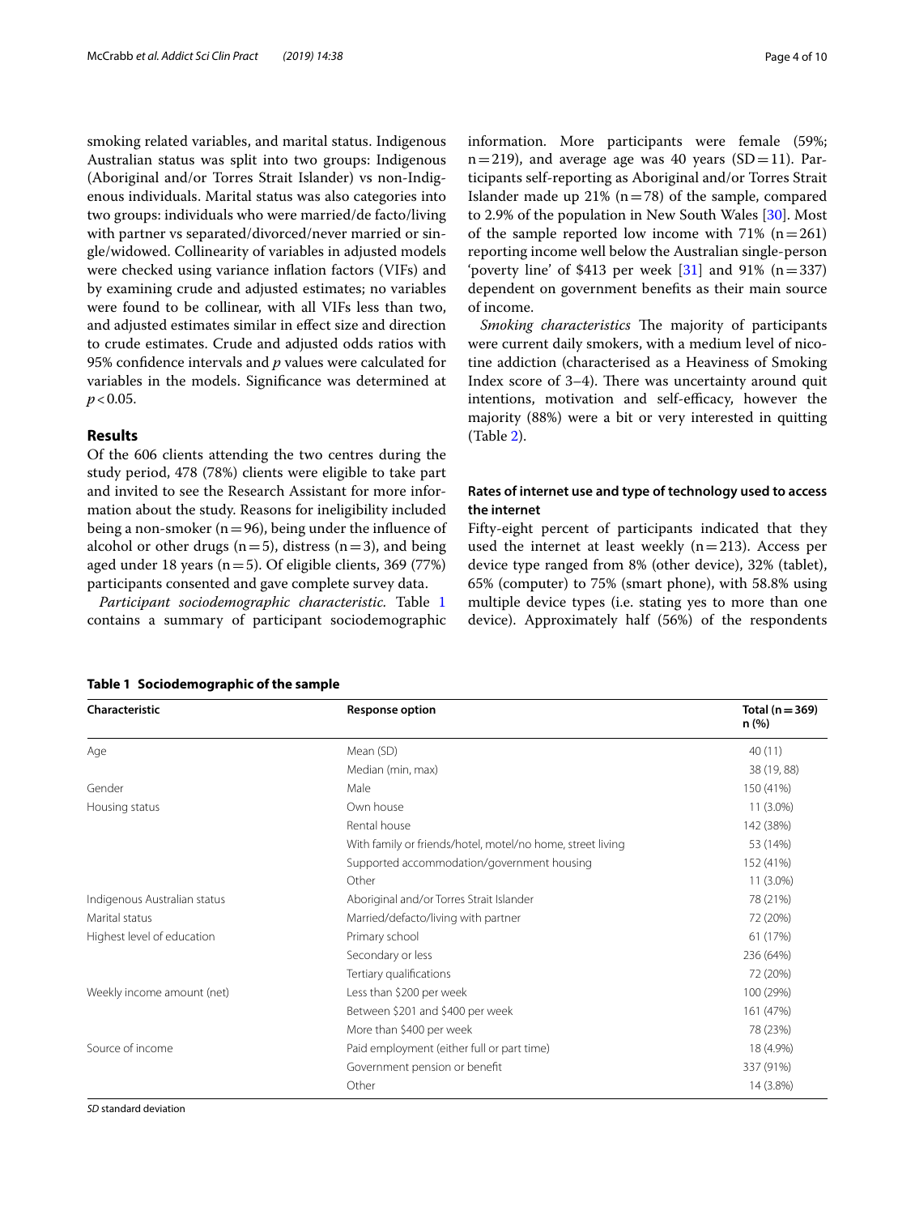smoking related variables, and marital status. Indigenous Australian status was split into two groups: Indigenous (Aboriginal and/or Torres Strait Islander) vs non-Indigenous individuals. Marital status was also categories into two groups: individuals who were married/de facto/living with partner vs separated/divorced/never married or single/widowed. Collinearity of variables in adjusted models were checked using variance inflation factors (VIFs) and by examining crude and adjusted estimates; no variables were found to be collinear, with all VIFs less than two, and adjusted estimates similar in effect size and direction to crude estimates. Crude and adjusted odds ratios with 95% confidence intervals and *p* values were calculated for variables in the models. Significance was determined at $p<0.05$.

## Results

Of the 606 clients attending the two centres during the study period, 478 (78%) clients were eligible to take part and invited to see the Research Assistant for more information about the study. Reasons for ineligibility included being a non-smoker (n = 96), being under the influence of alcohol or other drugs (n = 5), distress (n = 3), and being aged under 18 years (n = 5). Of eligible clients, 369 (77%) participants consented and gave complete survey data.

*Participant sociodemographic characteristic.* Table 1 contains a summary of participant sociodemographic information. More participants were female (59%; n = 219), and average age was 40 years (SD = 11). Participants self-reporting as Aboriginal and/or Torres Strait Islander made up 21% (n = 78) of the sample, compared to 2.9% of the population in New South Wales [30]. Most of the sample reported low income with 71% (n = 261) reporting income well below the Australian single-person 'poverty line' of $413 per week [31] and 91% (n = 337) dependent on government benefits as their main source of income.

*Smoking characteristics* The majority of participants were current daily smokers, with a medium level of nicotine addiction (characterised as a Heaviness of Smoking Index score of 3–4). There was uncertainty around quit intentions, motivation and self-efficacy, however the majority (88%) were a bit or very interested in quitting (Table 2).

### Rates of internet use and type of technology used to access the internet

Fifty-eight percent of participants indicated that they used the internet at least weekly (n = 213). Access per device type ranged from 8% (other device), 32% (tablet), 65% (computer) to 75% (smart phone), with 58.8% using multiple device types (i.e. stating yes to more than one device). Approximately half (56%) of the respondents

**Table 1 Sociodemographic of the sample**

| Characteristic | Response option | Total (n = 369) n (%) |
|---|---|---|
| Age | Mean (SD) | 40 (11) |
| | Median (min, max) | 38 (19, 88) |
| Gender | Male | 150 (41%) |
| Housing status | Own house | 11 (3.0%) |
| | Rental house | 142 (38%) |
| | With family or friends/hotel, motel/no home, street living | 53 (14%) |
| | Supported accommodation/government housing | 152 (41%) |
| | Other | 11 (3.0%) |
| Indigenous Australian status | Aboriginal and/or Torres Strait Islander | 78 (21%) |
| Marital status | Married/defacto/living with partner | 72 (20%) |
| Highest level of education | Primary school | 61 (17%) |
| | Secondary or less | 236 (64%) |
| | Tertiary qualifications | 72 (20%) |
| Weekly income amount (net) | Less than $200 per week | 100 (29%) |
| | Between $201 and $400 per week | 161 (47%) |
| | More than $400 per week | 78 (23%) |
| Source of income | Paid employment (either full or part time) | 18 (4.9%) |
| | Government pension or benefit | 337 (91%) |
| | Other | 14 (3.8%) |

*SD* standard deviation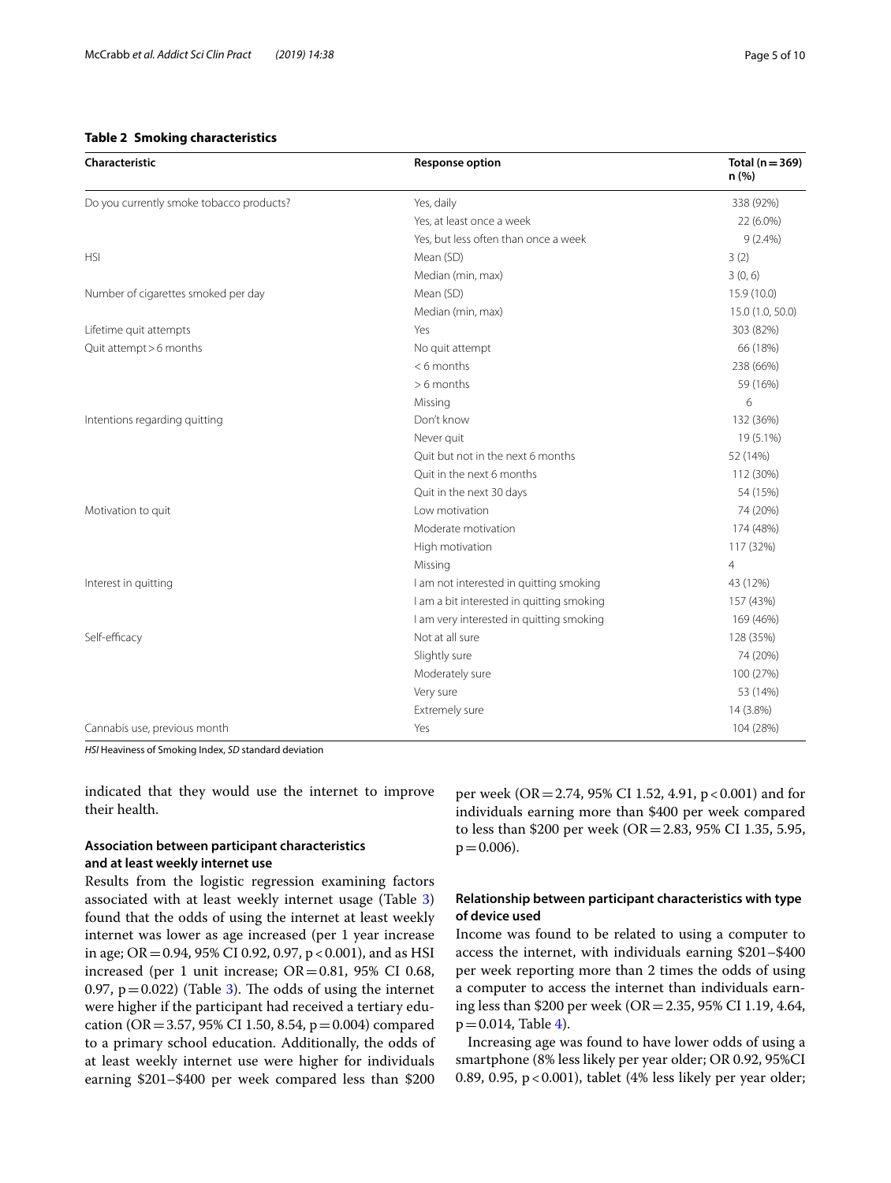**Table 2 Smoking characteristics**

| Characteristic | Response option | Total (n = 369) n (%) |
|---|---|---|
| Do you currently smoke tobacco products? | Yes, daily | 338 (92%) |
| | Yes, at least once a week | 22 (6.0%) |
| | Yes, but less often than once a week | 9 (2.4%) |
| HSI | Mean (SD) | 3 (2) |
| | Median (min, max) | 3 (0, 6) |
| Number of cigarettes smoked per day | Mean (SD) | 15.9 (10.0) |
| | Median (min, max) | 15.0 (1.0, 50.0) |
| Lifetime quit attempts | Yes | 303 (82%) |
| Quit attempt > 6 months | No quit attempt | 66 (18%) |
| | < 6 months | 238 (66%) |
| | > 6 months | 59 (16%) |
| | Missing | 6 |
| Intentions regarding quitting | Don't know | 132 (36%) |
| | Never quit | 19 (5.1%) |
| | Quit but not in the next 6 months | 52 (14%) |
| | Quit in the next 6 months | 112 (30%) |
| | Quit in the next 30 days | 54 (15%) |
| Motivation to quit | Low motivation | 74 (20%) |
| | Moderate motivation | 174 (48%) |
| | High motivation | 117 (32%) |
| | Missing | 4 |
| Interest in quitting | I am not interested in quitting smoking | 43 (12%) |
| | I am a bit interested in quitting smoking | 157 (43%) |
| | I am very interested in quitting smoking | 169 (46%) |
| Self-efficacy | Not at all sure | 128 (35%) |
| | Slightly sure | 74 (20%) |
| | Moderately sure | 100 (27%) |
| | Very sure | 53 (14%) |
| | Extremely sure | 14 (3.8%) |
| Cannabis use, previous month | Yes | 104 (28%) |

*HSI* Heaviness of Smoking Index, *SD* standard deviation

indicated that they would use the internet to improve their health.

### Association between participant characteristics and at least weekly internet use

Results from the logistic regression examining factors associated with at least weekly internet usage (Table 3) found that the odds of using the internet at least weekly internet was lower as age increased (per 1 year increase in age; OR = 0.94, 95% CI 0.92, 0.97, $p < 0.001$), and as HSI increased (per 1 unit increase; OR = 0.81, 95% CI 0.68, 0.97, $p = 0.022$) (Table 3). The odds of using the internet were higher if the participant had received a tertiary education (OR = 3.57, 95% CI 1.50, 8.54, $p = 0.004$) compared to a primary school education. Additionally, the odds of at least weekly internet use were higher for individuals earning \$201–\$400 per week compared less than \$200 per week (OR = 2.74, 95% CI 1.52, 4.91, $p < 0.001$) and for individuals earning more than \$400 per week compared to less than \$200 per week (OR = 2.83, 95% CI 1.35, 5.95, $p = 0.006$).

### Relationship between participant characteristics with type of device used

Income was found to be related to using a computer to access the internet, with individuals earning \$201–\$400 per week reporting more than 2 times the odds of using a computer to access the internet than individuals earning less than \$200 per week (OR = 2.35, 95% CI 1.19, 4.64, $p = 0.014$, Table 4).

Increasing age was found to have lower odds of using a smartphone (8% less likely per year older; OR 0.92, 95%CI 0.89, 0.95, $p < 0.001$), tablet (4% less likely per year older;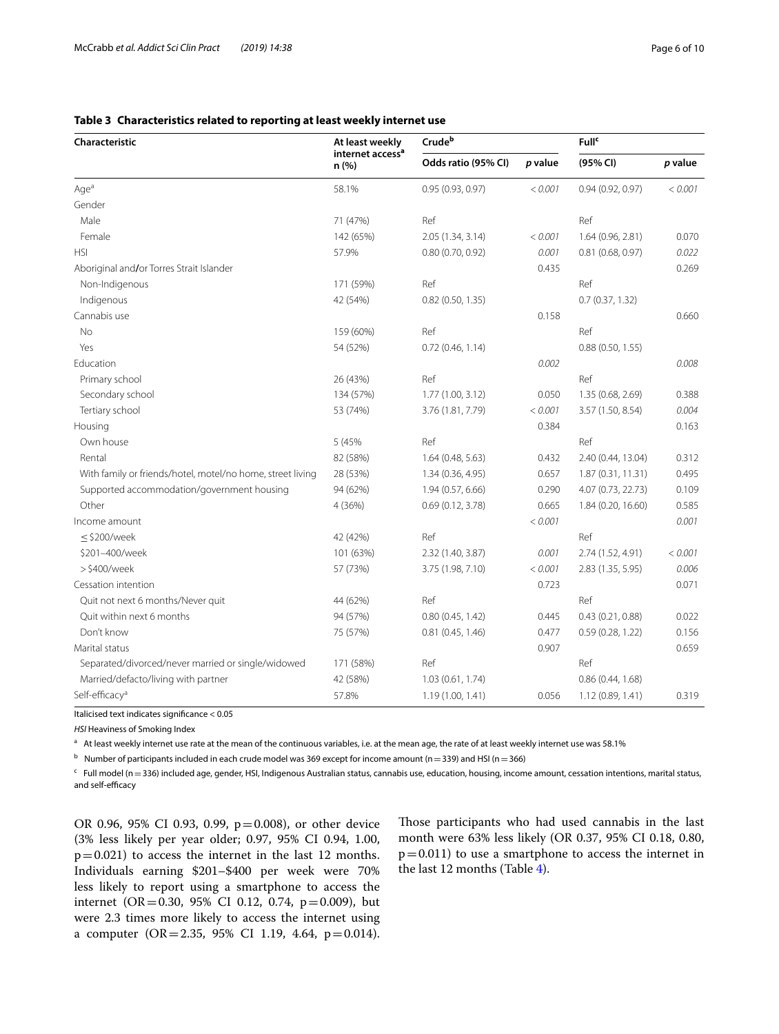**Table 3 Characteristics related to reporting at least weekly internet use**

| Characteristic | At least weekly internet access[a] n (%) | Crude[b] | | Full[c] | |
|---|---|---|---|---|---|
| | | Odds ratio (95% CI) | *p* value | (95% CI) | *p* value |
| Age[a] | 58.1% | 0.95 (0.93, 0.97) | *< 0.001* | 0.94 (0.92, 0.97) | *< 0.001* |
| Gender | | | | | |
| Male | 71 (47%) | Ref | | Ref | |
| Female | 142 (65%) | 2.05 (1.34, 3.14) | *< 0.001* | 1.64 (0.96, 2.81) | 0.070 |
| HSI | 57.9% | 0.80 (0.70, 0.92) | *0.001* | 0.81 (0.68, 0.97) | *0.022* |
| Aboriginal and/or Torres Strait Islander | | | 0.435 | | 0.269 |
| Non-Indigenous | 171 (59%) | Ref | | Ref | |
| Indigenous | 42 (54%) | 0.82 (0.50, 1.35) | | 0.7 (0.37, 1.32) | |
| Cannabis use | | | 0.158 | | 0.660 |
| No | 159 (60%) | Ref | | Ref | |
| Yes | 54 (52%) | 0.72 (0.46, 1.14) | | 0.88 (0.50, 1.55) | |
| Education | | | *0.002* | | *0.008* |
| Primary school | 26 (43%) | Ref | | Ref | |
| Secondary school | 134 (57%) | 1.77 (1.00, 3.12) | 0.050 | 1.35 (0.68, 2.69) | 0.388 |
| Tertiary school | 53 (74%) | 3.76 (1.81, 7.79) | *< 0.001* | 3.57 (1.50, 8.54) | *0.004* |
| Housing | | | 0.384 | | 0.163 |
| Own house | 5 (45% | Ref | | Ref | |
| Rental | 82 (58%) | 1.64 (0.48, 5.63) | 0.432 | 2.40 (0.44, 13.04) | 0.312 |
| With family or friends/hotel, motel/no home, street living | 28 (53%) | 1.34 (0.36, 4.95) | 0.657 | 1.87 (0.31, 11.31) | 0.495 |
| Supported accommodation/government housing | 94 (62%) | 1.94 (0.57, 6.66) | 0.290 | 4.07 (0.73, 22.73) | 0.109 |
| Other | 4 (36%) | 0.69 (0.12, 3.78) | 0.665 | 1.84 (0.20, 16.60) | 0.585 |
| Income amount | | | *< 0.001* | | *0.001* |
| ≤ $200/week | 42 (42%) | Ref | | Ref | |
| $201–400/week | 101 (63%) | 2.32 (1.40, 3.87) | *0.001* | 2.74 (1.52, 4.91) | *< 0.001* |
| > $400/week | 57 (73%) | 3.75 (1.98, 7.10) | *< 0.001* | 2.83 (1.35, 5.95) | *0.006* |
| Cessation intention | | | 0.723 | | 0.071 |
| Quit not next 6 months/Never quit | 44 (62%) | Ref | | Ref | |
| Quit within next 6 months | 94 (57%) | 0.80 (0.45, 1.42) | 0.445 | 0.43 (0.21, 0.88) | 0.022 |
| Don't know | 75 (57%) | 0.81 (0.45, 1.46) | 0.477 | 0.59 (0.28, 1.22) | 0.156 |
| Marital status | | | 0.907 | | 0.659 |
| Separated/divorced/never married or single/widowed | 171 (58%) | Ref | | Ref | |
| Married/defacto/living with partner | 42 (58%) | 1.03 (0.61, 1.74) | | 0.86 (0.44, 1.68) | |
| Self-efficacy[a] | 57.8% | 1.19 (1.00, 1.41) | 0.056 | 1.12 (0.89, 1.41) | 0.319 |

Italicised text indicates significance < 0.05

*HSI* Heaviness of Smoking Index

[a] At least weekly internet use rate at the mean of the continuous variables, i.e. at the mean age, the rate of at least weekly internet use was 58.1%

[b] Number of participants included in each crude model was 369 except for income amount (n = 339) and HSI (n = 366)

[c] Full model (n = 336) included age, gender, HSI, Indigenous Australian status, cannabis use, education, housing, income amount, cessation intentions, marital status, and self-efficacy

OR 0.96, 95% CI 0.93, 0.99, p = 0.008), or other device (3% less likely per year older; 0.97, 95% CI 0.94, 1.00, p = 0.021) to access the internet in the last 12 months. Individuals earning $201–$400 per week were 70% less likely to report using a smartphone to access the internet (OR = 0.30, 95% CI 0.12, 0.74, p = 0.009), but were 2.3 times more likely to access the internet using a computer (OR = 2.35, 95% CI 1.19, 4.64, p = 0.014). Those participants who had used cannabis in the last month were 63% less likely (OR 0.37, 95% CI 0.18, 0.80, p = 0.011) to use a smartphone to access the internet in the last 12 months (Table 4).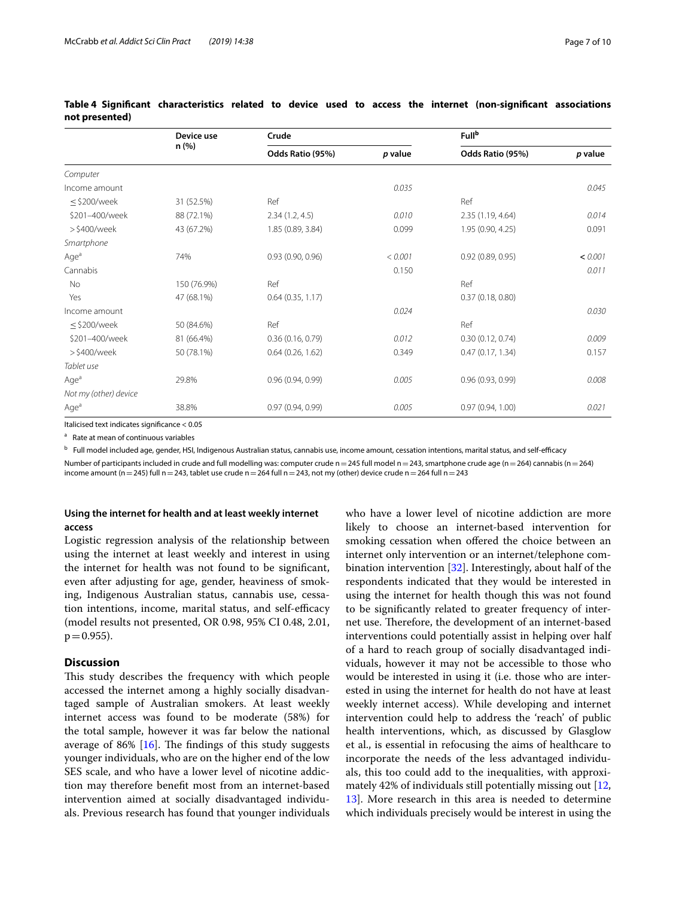**Table 4 Significant characteristics related to device used to access the internet (non-significant associations not presented)**

| | Device use n (%) | Crude | | Full[b] | |
|---|---|---|---|---|---|
| | | Odds Ratio (95%) | *p* value | Odds Ratio (95%) | *p* value |
| *Computer* | | | | | |
| Income amount | | | *0.035* | | *0.045* |
| ≤ $200/week | 31 (52.5%) | Ref | | Ref | |
| $201–400/week | 88 (72.1%) | 2.34 (1.2, 4.5) | *0.010* | 2.35 (1.19, 4.64) | *0.014* |
| > $400/week | 43 (67.2%) | 1.85 (0.89, 3.84) | 0.099 | 1.95 (0.90, 4.25) | 0.091 |
| *Smartphone* | | | | | |
| Age[a] | 74% | 0.93 (0.90, 0.96) | *< 0.001* | 0.92 (0.89, 0.95) | *< 0.001* |
| Cannabis | | | 0.150 | | *0.011* |
| No | 150 (76.9%) | Ref | | Ref | |
| Yes | 47 (68.1%) | 0.64 (0.35, 1.17) | | 0.37 (0.18, 0.80) | |
| Income amount | | | *0.024* | | *0.030* |
| ≤ $200/week | 50 (84.6%) | Ref | | Ref | |
| $201–400/week | 81 (66.4%) | 0.36 (0.16, 0.79) | *0.012* | 0.30 (0.12, 0.74) | *0.009* |
| > $400/week | 50 (78.1%) | 0.64 (0.26, 1.62) | 0.349 | 0.47 (0.17, 1.34) | 0.157 |
| *Tablet use* | | | | | |
| Age[a] | 29.8% | 0.96 (0.94, 0.99) | *0.005* | 0.96 (0.93, 0.99) | *0.008* |
| *Not my (other) device* | | | | | |
| Age[a] | 38.8% | 0.97 (0.94, 0.99) | *0.005* | 0.97 (0.94, 1.00) | *0.021* |

Italicised text indicates significance < 0.05

[a] Rate at mean of continuous variables

[b] Full model included age, gender, HSI, Indigenous Australian status, cannabis use, income amount, cessation intentions, marital status, and self-efficacy

Number of participants included in crude and full modelling was: computer crude n = 245 full model n = 243, smartphone crude age (n = 264) cannabis (n = 264) income amount (n = 245) full n = 243, tablet use crude n = 264 full n = 243, not my (other) device crude n = 264 full n = 243

### Using the internet for health and at least weekly internet access

Logistic regression analysis of the relationship between using the internet at least weekly and interest in using the internet for health was not found to be significant, even after adjusting for age, gender, heaviness of smoking, Indigenous Australian status, cannabis use, cessation intentions, income, marital status, and self-efficacy (model results not presented, OR 0.98, 95% CI 0.48, 2.01, p = 0.955).

## Discussion

This study describes the frequency with which people accessed the internet among a highly socially disadvantaged sample of Australian smokers. At least weekly internet access was found to be moderate (58%) for the total sample, however it was far below the national average of 86% [16]. The findings of this study suggests younger individuals, who are on the higher end of the low SES scale, and who have a lower level of nicotine addiction may therefore benefit most from an internet-based intervention aimed at socially disadvantaged individuals. Previous research has found that younger individuals who have a lower level of nicotine addiction are more likely to choose an internet-based intervention for smoking cessation when offered the choice between an internet only intervention or an internet/telephone combination intervention [32]. Interestingly, about half of the respondents indicated that they would be interested in using the internet for health though this was not found to be significantly related to greater frequency of internet use. Therefore, the development of an internet-based interventions could potentially assist in helping over half of a hard to reach group of socially disadvantaged individuals, however it may not be accessible to those who would be interested in using it (i.e. those who are interested in using the internet for health do not have at least weekly internet access). While developing and internet intervention could help to address the 'reach' of public health interventions, which, as discussed by Glasglow et al., is essential in refocusing the aims of healthcare to incorporate the needs of the less advantaged individuals, this too could add to the inequalities, with approximately 42% of individuals still potentially missing out [12, 13]. More research in this area is needed to determine which individuals precisely would be interest in using the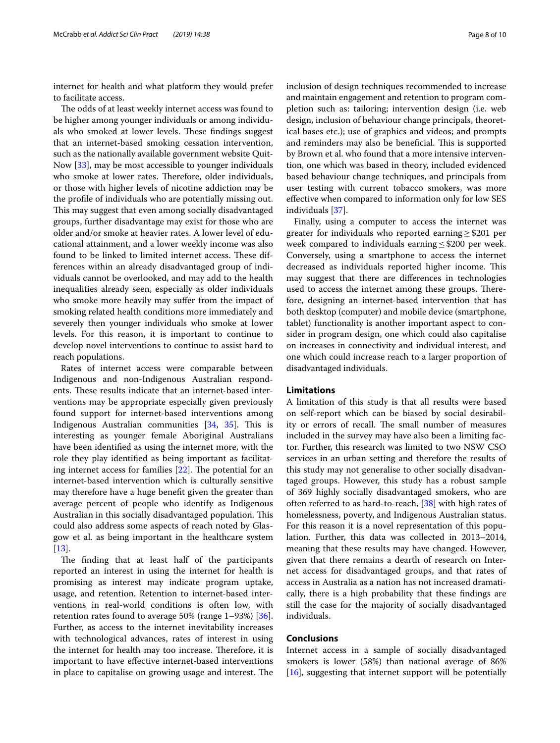internet for health and what platform they would prefer to facilitate access.

The odds of at least weekly internet access was found to be higher among younger individuals or among individuals who smoked at lower levels. These findings suggest that an internet-based smoking cessation intervention, such as the nationally available government website QuitNow [33], may be most accessible to younger individuals who smoke at lower rates. Therefore, older individuals, or those with higher levels of nicotine addiction may be the profile of individuals who are potentially missing out. This may suggest that even among socially disadvantaged groups, further disadvantage may exist for those who are older and/or smoke at heavier rates. A lower level of educational attainment, and a lower weekly income was also found to be linked to limited internet access. These differences within an already disadvantaged group of individuals cannot be overlooked, and may add to the health inequalities already seen, especially as older individuals who smoke more heavily may suffer from the impact of smoking related health conditions more immediately and severely then younger individuals who smoke at lower levels. For this reason, it is important to continue to develop novel interventions to continue to assist hard to reach populations.

Rates of internet access were comparable between Indigenous and non-Indigenous Australian respondents. These results indicate that an internet-based interventions may be appropriate especially given previously found support for internet-based interventions among Indigenous Australian communities [34, 35]. This is interesting as younger female Aboriginal Australians have been identified as using the internet more, with the role they play identified as being important as facilitating internet access for families [22]. The potential for an internet-based intervention which is culturally sensitive may therefore have a huge benefit given the greater than average percent of people who identify as Indigenous Australian in this socially disadvantaged population. This could also address some aspects of reach noted by Glasgow et al. as being important in the healthcare system [13].

The finding that at least half of the participants reported an interest in using the internet for health is promising as interest may indicate program uptake, usage, and retention. Retention to internet-based interventions in real-world conditions is often low, with retention rates found to average 50% (range 1–93%) [36]. Further, as access to the internet inevitability increases with technological advances, rates of interest in using the internet for health may too increase. Therefore, it is important to have effective internet-based interventions in place to capitalise on growing usage and interest. The inclusion of design techniques recommended to increase and maintain engagement and retention to program completion such as: tailoring; intervention design (i.e. web design, inclusion of behaviour change principals, theoretical bases etc.); use of graphics and videos; and prompts and reminders may also be beneficial. This is supported by Brown et al. who found that a more intensive intervention, one which was based in theory, included evidenced based behaviour change techniques, and principals from user testing with current tobacco smokers, was more effective when compared to information only for low SES individuals [37].

Finally, using a computer to access the internet was greater for individuals who reported earning ≥ $201 per week compared to individuals earning ≤ $200 per week. Conversely, using a smartphone to access the internet decreased as individuals reported higher income. This may suggest that there are differences in technologies used to access the internet among these groups. Therefore, designing an internet-based intervention that has both desktop (computer) and mobile device (smartphone, tablet) functionality is another important aspect to consider in program design, one which could also capitalise on increases in connectivity and individual interest, and one which could increase reach to a larger proportion of disadvantaged individuals.

## Limitations

A limitation of this study is that all results were based on self-report which can be biased by social desirability or errors of recall. The small number of measures included in the survey may have also been a limiting factor. Further, this research was limited to two NSW CSO services in an urban setting and therefore the results of this study may not generalise to other socially disadvantaged groups. However, this study has a robust sample of 369 highly socially disadvantaged smokers, who are often referred to as hard-to-reach, [38] with high rates of homelessness, poverty, and Indigenous Australian status. For this reason it is a novel representation of this population. Further, this data was collected in 2013–2014, meaning that these results may have changed. However, given that there remains a dearth of research on Internet access for disadvantaged groups, and that rates of access in Australia as a nation has not increased dramatically, there is a high probability that these findings are still the case for the majority of socially disadvantaged individuals.

## Conclusions

Internet access in a sample of socially disadvantaged smokers is lower (58%) than national average of 86% [16], suggesting that internet support will be potentially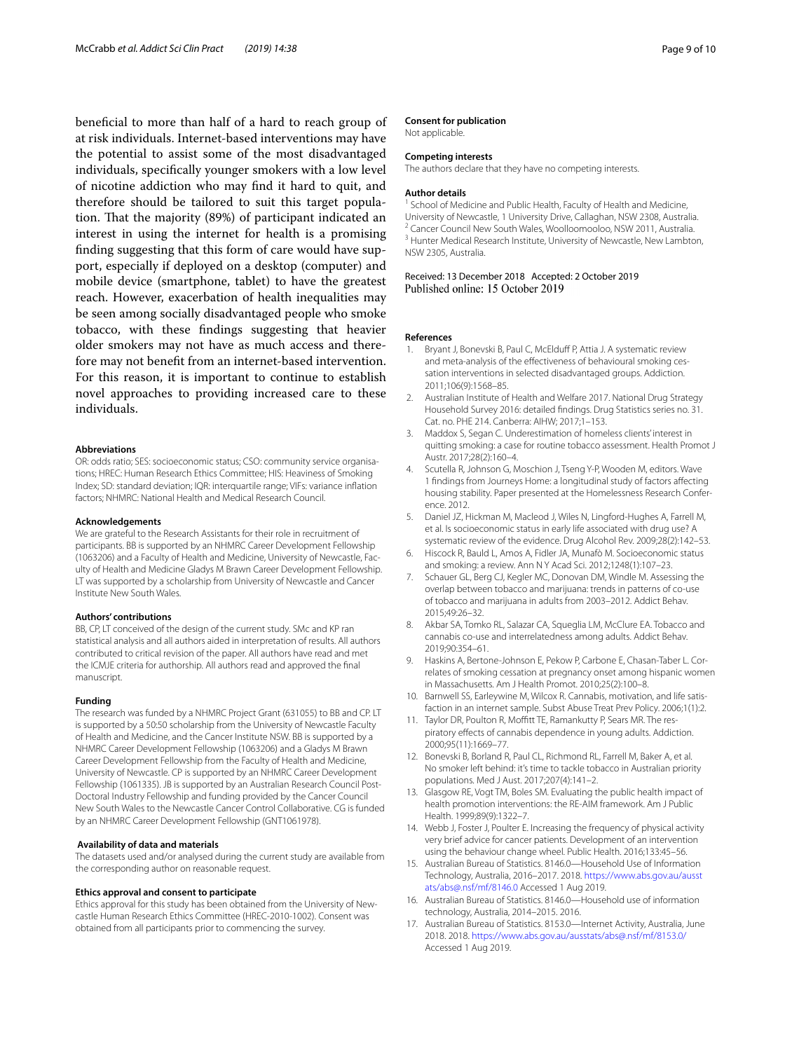beneficial to more than half of a hard to reach group of at risk individuals. Internet-based interventions may have the potential to assist some of the most disadvantaged individuals, specifically younger smokers with a low level of nicotine addiction who may find it hard to quit, and therefore should be tailored to suit this target population. That the majority (89%) of participant indicated an interest in using the internet for health is a promising finding suggesting that this form of care would have support, especially if deployed on a desktop (computer) and mobile device (smartphone, tablet) to have the greatest reach. However, exacerbation of health inequalities may be seen among socially disadvantaged people who smoke tobacco, with these findings suggesting that heavier older smokers may not have as much access and therefore may not benefit from an internet-based intervention. For this reason, it is important to continue to establish novel approaches to providing increased care to these individuals.

#### Abbreviations

OR: odds ratio; SES: socioeconomic status; CSO: community service organisations; HREC: Human Research Ethics Committee; HIS: Heaviness of Smoking Index; SD: standard deviation; IQR: interquartile range; VIFs: variance inflation factors; NHMRC: National Health and Medical Research Council.

#### Acknowledgements

We are grateful to the Research Assistants for their role in recruitment of participants. BB is supported by an NHMRC Career Development Fellowship (1063206) and a Faculty of Health and Medicine, University of Newcastle, Faculty of Health and Medicine Gladys M Brawn Career Development Fellowship. LT was supported by a scholarship from University of Newcastle and Cancer Institute New South Wales.

#### Authors' contributions

BB, CP, LT conceived of the design of the current study. SMc and KP ran statistical analysis and all authors aided in interpretation of results. All authors contributed to critical revision of the paper. All authors have read and met the ICMJE criteria for authorship. All authors read and approved the final manuscript.

#### Funding

The research was funded by a NHMRC Project Grant (631055) to BB and CP. LT is supported by a 50:50 scholarship from the University of Newcastle Faculty of Health and Medicine, and the Cancer Institute NSW. BB is supported by a NHMRC Career Development Fellowship (1063206) and a Gladys M Brawn Career Development Fellowship from the Faculty of Health and Medicine, University of Newcastle. CP is supported by an NHMRC Career Development Fellowship (1061335). JB is supported by an Australian Research Council Post-Doctoral Industry Fellowship and funding provided by the Cancer Council New South Wales to the Newcastle Cancer Control Collaborative. CG is funded by an NHMRC Career Development Fellowship (GNT1061978).

#### Availability of data and materials

The datasets used and/or analysed during the current study are available from the corresponding author on reasonable request.

#### Ethics approval and consent to participate

Ethics approval for this study has been obtained from the University of Newcastle Human Research Ethics Committee (HREC-2010-1002). Consent was obtained from all participants prior to commencing the survey.

#### Consent for publication

Not applicable.

#### Competing interests

The authors declare that they have no competing interests.

#### Author details

[1] School of Medicine and Public Health, Faculty of Health and Medicine, University of Newcastle, 1 University Drive, Callaghan, NSW 2308, Australia. [2] Cancer Council New South Wales, Woolloomooloo, NSW 2011, Australia. [3] Hunter Medical Research Institute, University of Newcastle, New Lambton, NSW 2305, Australia.

Received: 13 December 2018 Accepted: 2 October 2019
Published online: 15 October 2019

#### References

1. Bryant J, Bonevski B, Paul C, McElduff P, Attia J. A systematic review and meta-analysis of the effectiveness of behavioural smoking cessation interventions in selected disadvantaged groups. Addiction. 2011;106(9):1568–85.
2. Australian Institute of Health and Welfare 2017. National Drug Strategy Household Survey 2016: detailed findings. Drug Statistics series no. 31. Cat. no. PHE 214. Canberra: AIHW; 2017;1–153.
3. Maddox S, Segan C. Underestimation of homeless clients' interest in quitting smoking: a case for routine tobacco assessment. Health Promot J Austr. 2017;28(2):160–4.
4. Scutella R, Johnson G, Moschion J, Tseng Y-P, Wooden M, editors. Wave 1 findings from Journeys Home: a longitudinal study of factors affecting housing stability. Paper presented at the Homelessness Research Conference. 2012.
5. Daniel JZ, Hickman M, Macleod J, Wiles N, Lingford-Hughes A, Farrell M, et al. Is socioeconomic status in early life associated with drug use? A systematic review of the evidence. Drug Alcohol Rev. 2009;28(2):142–53.
6. Hiscock R, Bauld L, Amos A, Fidler JA, Munafò M. Socioeconomic status and smoking: a review. Ann N Y Acad Sci. 2012;1248(1):107–23.
7. Schauer GL, Berg CJ, Kegler MC, Donovan DM, Windle M. Assessing the overlap between tobacco and marijuana: trends in patterns of co-use of tobacco and marijuana in adults from 2003–2012. Addict Behav. 2015;49:26–32.
8. Akbar SA, Tomko RL, Salazar CA, Squeglia LM, McClure EA. Tobacco and cannabis co-use and interrelatedness among adults. Addict Behav. 2019;90:354–61.
9. Haskins A, Bertone-Johnson E, Pekow P, Carbone E, Chasan-Taber L. Correlates of smoking cessation at pregnancy onset among hispanic women in Massachusetts. Am J Health Promot. 2010;25(2):100–8.
10. Barnwell SS, Earleywine M, Wilcox R. Cannabis, motivation, and life satisfaction in an internet sample. Subst Abuse Treat Prev Policy. 2006;1(1):2.
11. Taylor DR, Poulton R, Moffitt TE, Ramankutty P, Sears MR. The respiratory effects of cannabis dependence in young adults. Addiction. 2000;95(11):1669–77.
12. Bonevski B, Borland R, Paul CL, Richmond RL, Farrell M, Baker A, et al. No smoker left behind: it's time to tackle tobacco in Australian priority populations. Med J Aust. 2017;207(4):141–2.
13. Glasgow RE, Vogt TM, Boles SM. Evaluating the public health impact of health promotion interventions: the RE-AIM framework. Am J Public Health. 1999;89(9):1322–7.
14. Webb J, Foster J, Poulter E. Increasing the frequency of physical activity very brief advice for cancer patients. Development of an intervention using the behaviour change wheel. Public Health. 2016;133:45–56.
15. Australian Bureau of Statistics. 8146.0—Household Use of Information Technology, Australia, 2016–2017. 2018. https://www.abs.gov.au/ausstats/abs@.nsf/mf/8146.0 Accessed 1 Aug 2019.
16. Australian Bureau of Statistics. 8146.0—Household use of information technology, Australia, 2014–2015. 2016.
17. Australian Bureau of Statistics. 8153.0—Internet Activity, Australia, June 2018. 2018. https://www.abs.gov.au/ausstats/abs@.nsf/mf/8153.0/ Accessed 1 Aug 2019.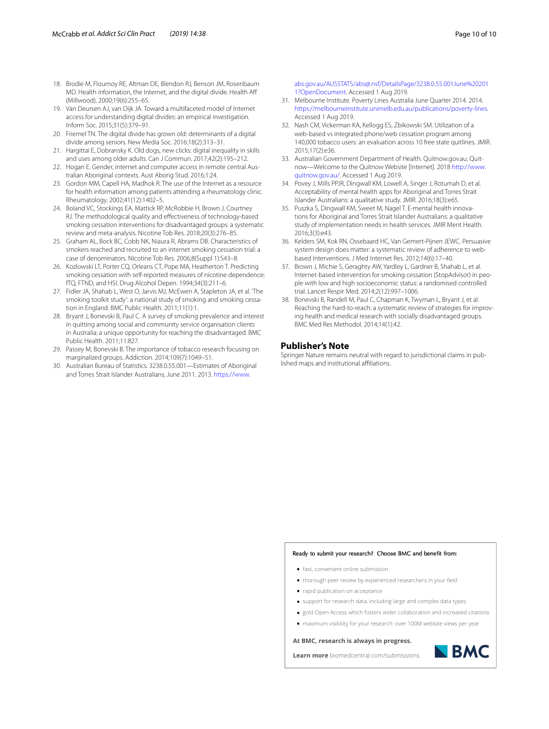18. Brodie M, Flournoy RE, Altman DE, Blendon RJ, Benson JM, Rosenbaum MD. Health information, the Internet, and the digital divide. Health Aff (Millwood). 2000;19(6):255–65.
19. Van Deursen AJ, van Dijk JA. Toward a multifaceted model of Internet access for understanding digital divides: an empirical investigation. Inform Soc. 2015;31(5):379–91.
20. Friemel TN. The digital divide has grown old: determinants of a digital divide among seniors. New Media Soc. 2016;18(2):313–31.
21. Hargittai E, Dobransky K. Old dogs, new clicks: digital inequality in skills and uses among older adults. Can J Commun. 2017;42(2):195–212.
22. Hogan E. Gender, internet and computer access in remote central Australian Aboriginal contexts. Aust Aborig Stud. 2016;1:24.
23. Gordon MM, Capell HA, Madhok R. The use of the Internet as a resource for health information among patients attending a rheumatology clinic. Rheumatology. 2002;41(12):1402–5.
24. Boland VC, Stockings EA, Mattick RP, McRobbie H, Brown J, Courtney RJ. The methodological quality and effectiveness of technology-based smoking cessation interventions for disadvantaged groups: a systematic review and meta-analysis. Nicotine Tob Res. 2018;20(3):276–85.
25. Graham AL, Bock BC, Cobb NK, Niaura R, Abrams DB. Characteristics of smokers reached and recruited to an internet smoking cessation trial: a case of denominators. Nicotine Tob Res. 2006;8(Suppl 1):S43–8.
26. Kozlowski LT, Porter CQ, Orleans CT, Pope MA, Heatherton T. Predicting smoking cessation with self-reported measures of nicotine dependence: fTQ, FTND, and HSI. Drug Alcohol Depen. 1994;34(3):211–6.
27. Fidler JA, Shahab L, West O, Jarvis MJ, McEwen A, Stapleton JA, et al. 'The smoking toolkit study': a national study of smoking and smoking cessation in England. BMC Public Health. 2011;11(1):1.
28. Bryant J, Bonevski B, Paul C. A survey of smoking prevalence and interest in quitting among social and community service organisation clients in Australia: a unique opportunity for reaching the disadvantaged. BMC Public Health. 2011;11:827.
29. Passey M, Bonevski B. The importance of tobacco research focusing on marginalized groups. Addiction. 2014;109(7):1049–51.
30. Australian Bureau of Statistics. 3238.0.55.001—Estimates of Aboriginal and Torres Strait Islander Australians, June 2011. 2013. https://www.abs.gov.au/AUSSTATS/abs@.nsf/DetailsPage/3238.0.55.001June%202011?OpenDocument. Accessed 1 Aug 2019.
31. Melbourne Institute. Poverty Lines Australia June Quarter 2014. 2014. https://melbourneinstitute.unimelb.edu.au/publications/poverty-lines. Accessed 1 Aug 2019.
32. Nash CM, Vickerman KA, Kellogg ES, Zbikowski SM. Utilization of a web-based vs integrated phone/web cessation program among 140,000 tobacco users: an evaluation across 10 free state quitlines. JMIR. 2015;17(2):e36.
33. Australian Government Department of Health. Quitnow.gov.au. Quitnow—Welcome to the Quitnow Website [Internet]. 2018 http://www.quitnow.gov.au/. Accessed 1 Aug 2019.
34. Povey J, Mills PPJR, Dingwall KM, Lowell A, Singer J, Rotumah D, et al. Acceptability of mental health apps for Aboriginal and Torres Strait Islander Australians: a qualitative study. JMIR. 2016;18(3):e65.
35. Puszka S, Dingwall KM, Sweet M, Nagel T. E-mental health innovations for Aboriginal and Torres Strait Islander Australians: a qualitative study of implementation needs in health services. JMIR Ment Health. 2016;3(3):e43.
36. Kelders SM, Kok RN, Ossebaard HC, Van Gemert-Pijnen JEWC. Persuasive system design does matter: a systematic review of adherence to web-based Interventions. J Med Internet Res. 2012;14(6):17–40.
37. Brown J, Michie S, Geraghty AW, Yardley L, Gardner B, Shahab L, et al. Internet-based intervention for smoking cessation (StopAdvisor) in people with low and high socioeconomic status: a randomised controlled trial. Lancet Respir Med. 2014;2(12):997–1006.
38. Bonevski B, Randell M, Paul C, Chapman K, Twyman L, Bryant J, et al. Reaching the hard-to-reach: a systematic review of strategies for improving health and medical research with socially disadvantaged groups. BMC Med Res Methodol. 2014;14(1):42.

## Publisher's Note

Springer Nature remains neutral with regard to jurisdictional claims in published maps and institutional affiliations.

Ready to submit your research? Choose BMC and benefit from:

- fast, convenient online submission
- thorough peer review by experienced researchers in your field
- rapid publication on acceptance
- support for research data, including large and complex data types
- gold Open Access which fosters wider collaboration and increased citations
- maximum visibility for your research: over 100M website views per year

**At BMC, research is always in progress.**

**Learn more** biomedcentral.com/submissions

BMC